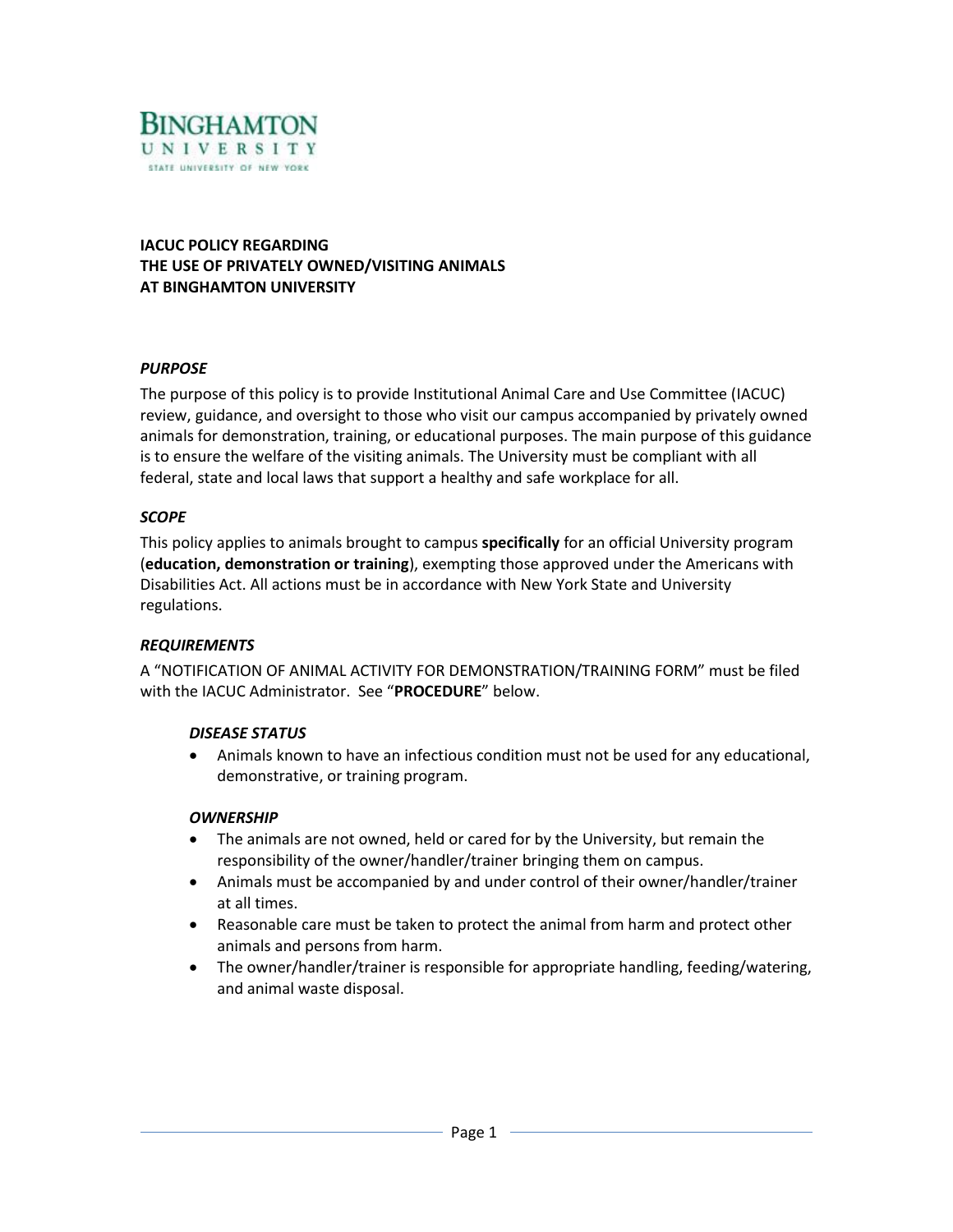**BINGHAMTON**
**UNIVERSITY**
STATE UNIVERSITY OF NEW YORK

# IACUC POLICY REGARDING THE USE OF PRIVATELY OWNED/VISITING ANIMALS AT BINGHAMTON UNIVERSITY

## *PURPOSE*

The purpose of this policy is to provide Institutional Animal Care and Use Committee (IACUC) review, guidance, and oversight to those who visit our campus accompanied by privately owned animals for demonstration, training, or educational purposes. The main purpose of this guidance is to ensure the welfare of the visiting animals. The University must be compliant with all federal, state and local laws that support a healthy and safe workplace for all.

## *SCOPE*

This policy applies to animals brought to campus **specifically** for an official University program (**education, demonstration or training**), exempting those approved under the Americans with Disabilities Act. All actions must be in accordance with New York State and University regulations.

## *REQUIREMENTS*

A "NOTIFICATION OF ANIMAL ACTIVITY FOR DEMONSTRATION/TRAINING FORM" must be filed with the IACUC Administrator. See "**PROCEDURE**" below.

### *DISEASE STATUS*

- Animals known to have an infectious condition must not be used for any educational, demonstrative, or training program.

### *OWNERSHIP*

- The animals are not owned, held or cared for by the University, but remain the responsibility of the owner/handler/trainer bringing them on campus.
- Animals must be accompanied by and under control of their owner/handler/trainer at all times.
- Reasonable care must be taken to protect the animal from harm and protect other animals and persons from harm.
- The owner/handler/trainer is responsible for appropriate handling, feeding/watering, and animal waste disposal.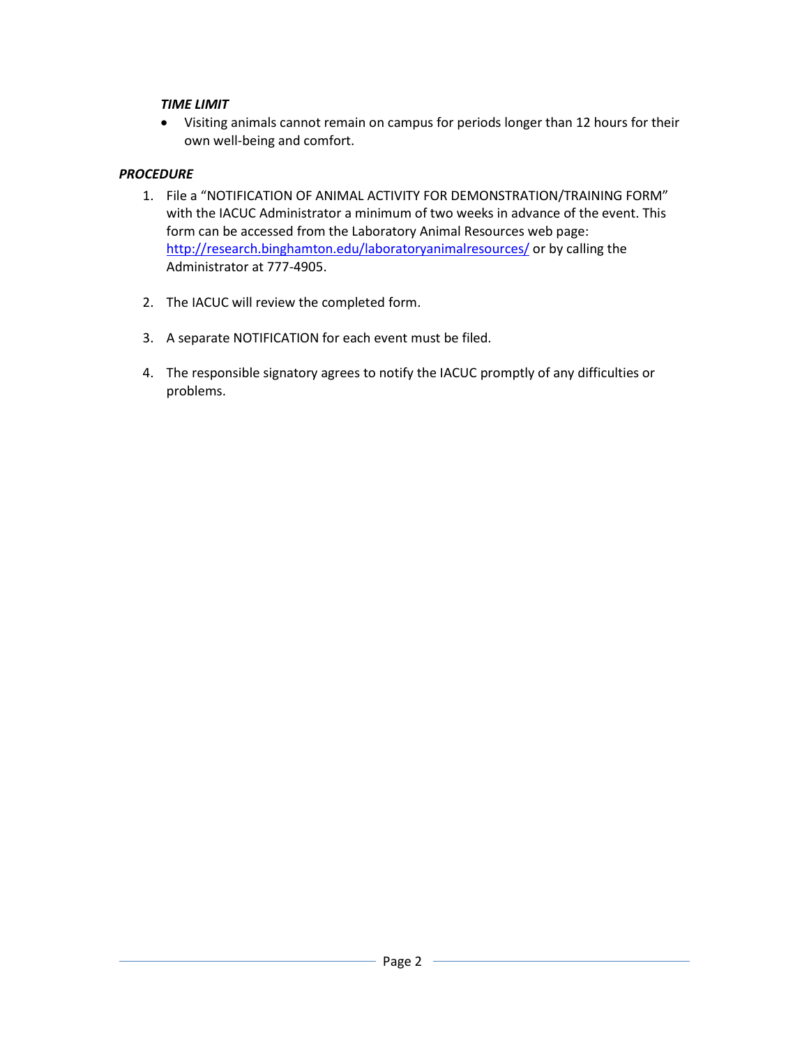***TIME LIMIT***

- Visiting animals cannot remain on campus for periods longer than 12 hours for their own well-being and comfort.

***PROCEDURE***

1. File a "NOTIFICATION OF ANIMAL ACTIVITY FOR DEMONSTRATION/TRAINING FORM" with the IACUC Administrator a minimum of two weeks in advance of the event. This form can be accessed from the Laboratory Animal Resources web page: http://research.binghamton.edu/laboratoryanimalresources/ or by calling the Administrator at 777-4905.

2. The IACUC will review the completed form.

3. A separate NOTIFICATION for each event must be filed.

4. The responsible signatory agrees to notify the IACUC promptly of any difficulties or problems.